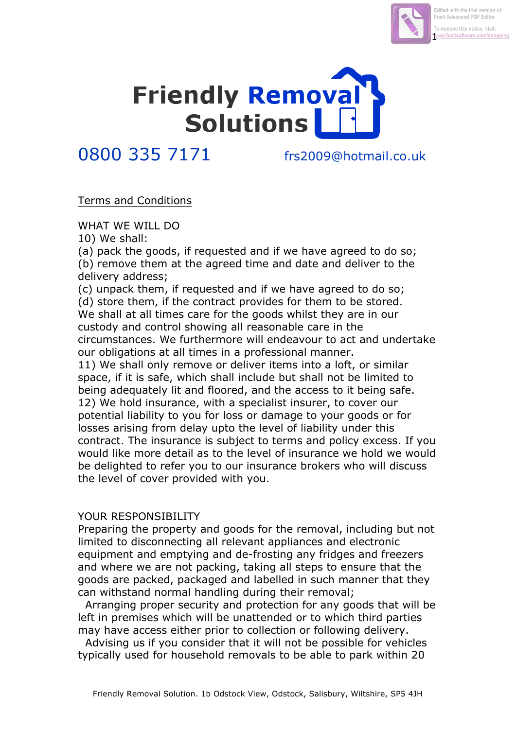# Friendly Removal Solutions

0800 335 7171 frs2009@hotmail.co.uk

## Terms and Conditions

WHAT WE WILL DO

10) We shall:

(a) pack the goods, if requested and if we have agreed to do so;
(b) remove them at the agreed time and date and deliver to the delivery address;
(c) unpack them, if requested and if we have agreed to do so;
(d) store them, if the contract provides for them to be stored.

We shall at all times care for the goods whilst they are in our custody and control showing all reasonable care in the circumstances. We furthermore will endeavour to act and undertake our obligations at all times in a professional manner.

11) We shall only remove or deliver items into a loft, or similar space, if it is safe, which shall include but shall not be limited to being adequately lit and floored, and the access to it being safe.

12) We hold insurance, with a specialist insurer, to cover our potential liability to you for loss or damage to your goods or for losses arising from delay upto the level of liability under this contract. The insurance is subject to terms and policy excess. If you would like more detail as to the level of insurance we hold we would be delighted to refer you to our insurance brokers who will discuss the level of cover provided with you.

YOUR RESPONSIBILITY

Preparing the property and goods for the removal, including but not limited to disconnecting all relevant appliances and electronic equipment and emptying and de-frosting any fridges and freezers and where we are not packing, taking all steps to ensure that the goods are packed, packaged and labelled in such manner that they can withstand normal handling during their removal;

Arranging proper security and protection for any goods that will be left in premises which will be unattended or to which third parties may have access either prior to collection or following delivery.

Advising us if you consider that it will not be possible for vehicles typically used for household removals to be able to park within 20

Friendly Removal Solution. 1b Odstock View, Odstock, Salisbury, Wiltshire, SP5 4JH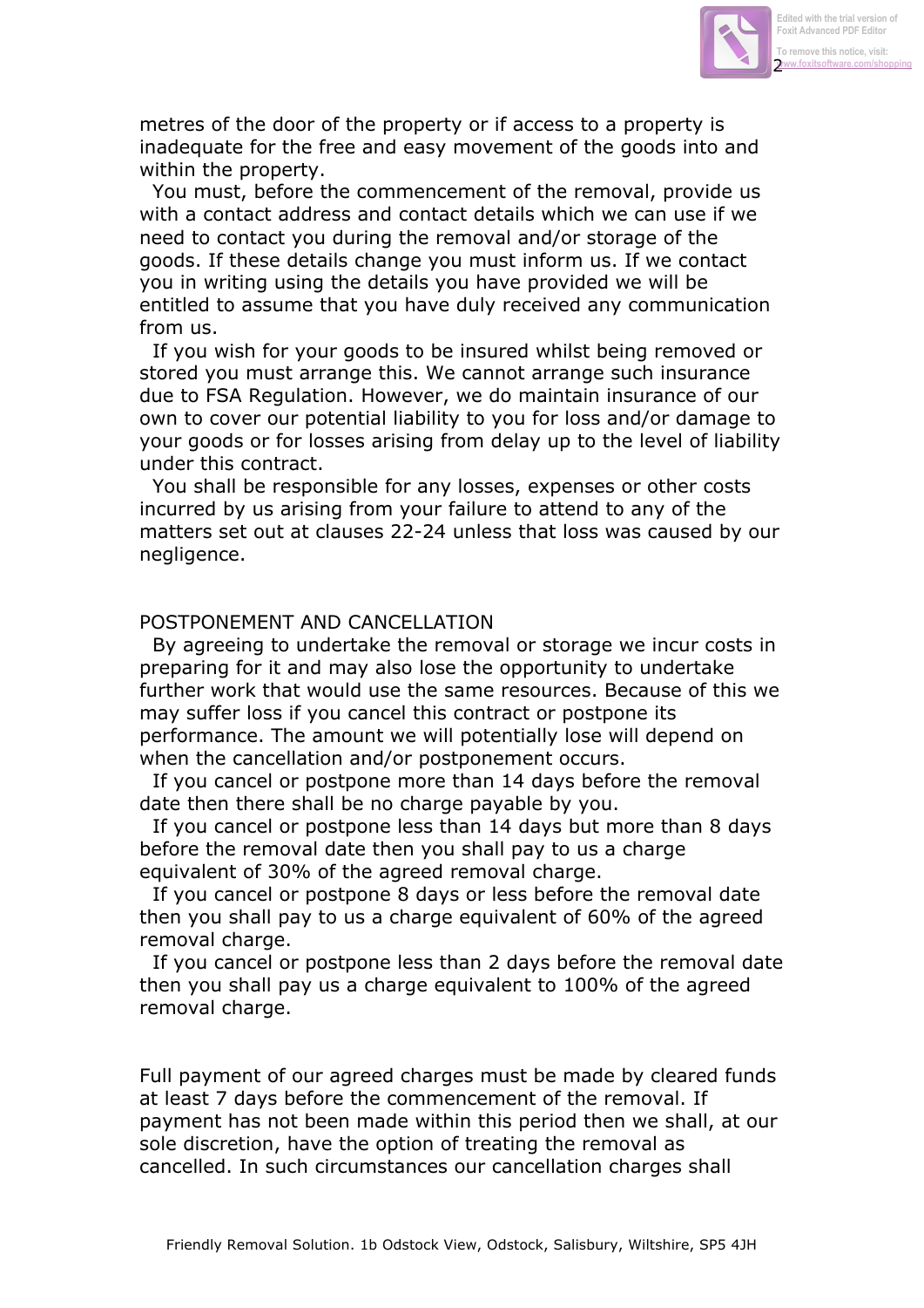metres of the door of the property or if access to a property is inadequate for the free and easy movement of the goods into and within the property.

You must, before the commencement of the removal, provide us with a contact address and contact details which we can use if we need to contact you during the removal and/or storage of the goods. If these details change you must inform us. If we contact you in writing using the details you have provided we will be entitled to assume that you have duly received any communication from us.

If you wish for your goods to be insured whilst being removed or stored you must arrange this. We cannot arrange such insurance due to FSA Regulation. However, we do maintain insurance of our own to cover our potential liability to you for loss and/or damage to your goods or for losses arising from delay up to the level of liability under this contract.

You shall be responsible for any losses, expenses or other costs incurred by us arising from your failure to attend to any of the matters set out at clauses 22-24 unless that loss was caused by our negligence.

## POSTPONEMENT AND CANCELLATION

By agreeing to undertake the removal or storage we incur costs in preparing for it and may also lose the opportunity to undertake further work that would use the same resources. Because of this we may suffer loss if you cancel this contract or postpone its performance. The amount we will potentially lose will depend on when the cancellation and/or postponement occurs.

If you cancel or postpone more than 14 days before the removal date then there shall be no charge payable by you.

If you cancel or postpone less than 14 days but more than 8 days before the removal date then you shall pay to us a charge equivalent of 30% of the agreed removal charge.

If you cancel or postpone 8 days or less before the removal date then you shall pay to us a charge equivalent of 60% of the agreed removal charge.

If you cancel or postpone less than 2 days before the removal date then you shall pay us a charge equivalent to 100% of the agreed removal charge.

Full payment of our agreed charges must be made by cleared funds at least 7 days before the commencement of the removal. If payment has not been made within this period then we shall, at our sole discretion, have the option of treating the removal as cancelled. In such circumstances our cancellation charges shall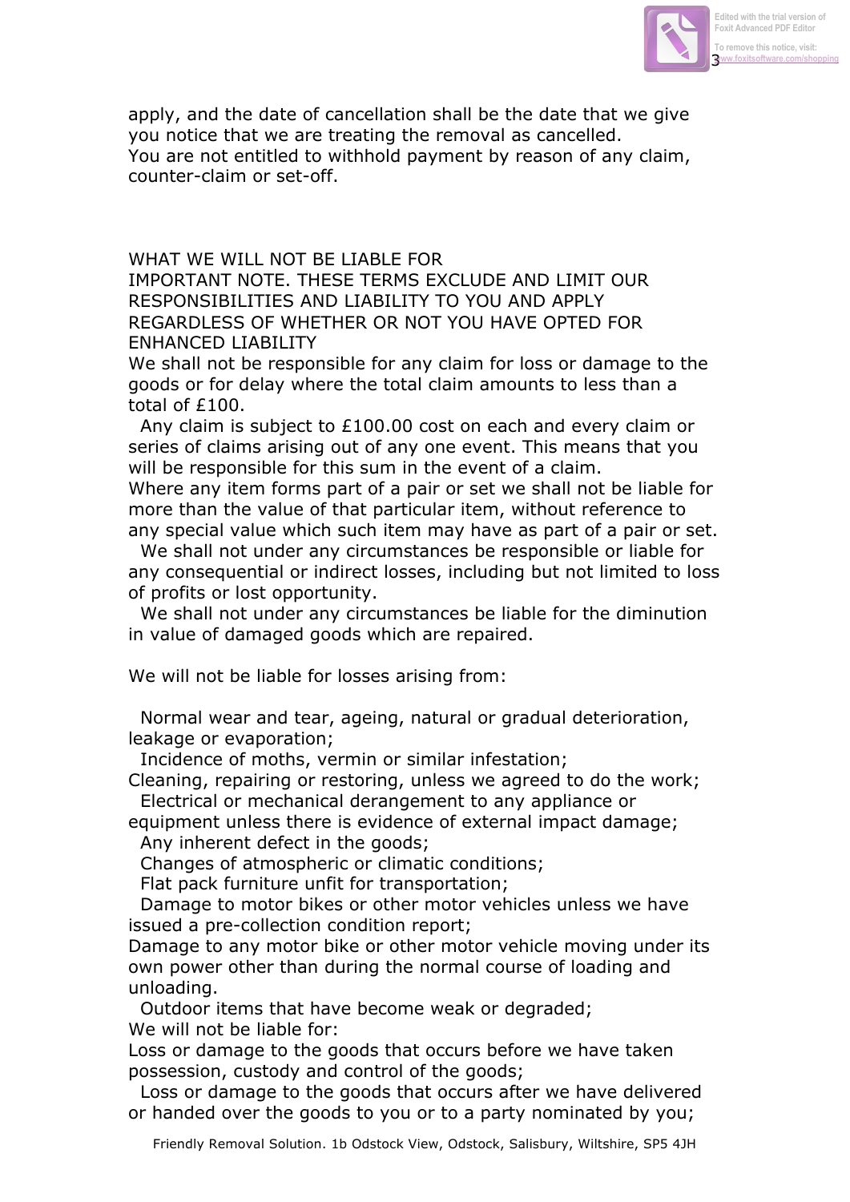apply, and the date of cancellation shall be the date that we give you notice that we are treating the removal as cancelled.
You are not entitled to withhold payment by reason of any claim, counter-claim or set-off.

## WHAT WE WILL NOT BE LIABLE FOR

IMPORTANT NOTE. THESE TERMS EXCLUDE AND LIMIT OUR RESPONSIBILITIES AND LIABILITY TO YOU AND APPLY REGARDLESS OF WHETHER OR NOT YOU HAVE OPTED FOR ENHANCED LIABILITY

We shall not be responsible for any claim for loss or damage to the goods or for delay where the total claim amounts to less than a total of £100.

Any claim is subject to £100.00 cost on each and every claim or series of claims arising out of any one event. This means that you will be responsible for this sum in the event of a claim.

Where any item forms part of a pair or set we shall not be liable for more than the value of that particular item, without reference to any special value which such item may have as part of a pair or set.

We shall not under any circumstances be responsible or liable for any consequential or indirect losses, including but not limited to loss of profits or lost opportunity.

We shall not under any circumstances be liable for the diminution in value of damaged goods which are repaired.

We will not be liable for losses arising from:

Normal wear and tear, ageing, natural or gradual deterioration, leakage or evaporation;
Incidence of moths, vermin or similar infestation;
Cleaning, repairing or restoring, unless we agreed to do the work;
Electrical or mechanical derangement to any appliance or equipment unless there is evidence of external impact damage;
Any inherent defect in the goods;
Changes of atmospheric or climatic conditions;
Flat pack furniture unfit for transportation;
Damage to motor bikes or other motor vehicles unless we have issued a pre-collection condition report;
Damage to any motor bike or other motor vehicle moving under its own power other than during the normal course of loading and unloading.
Outdoor items that have become weak or degraded;

We will not be liable for:

Loss or damage to the goods that occurs before we have taken possession, custody and control of the goods;
Loss or damage to the goods that occurs after we have delivered or handed over the goods to you or to a party nominated by you;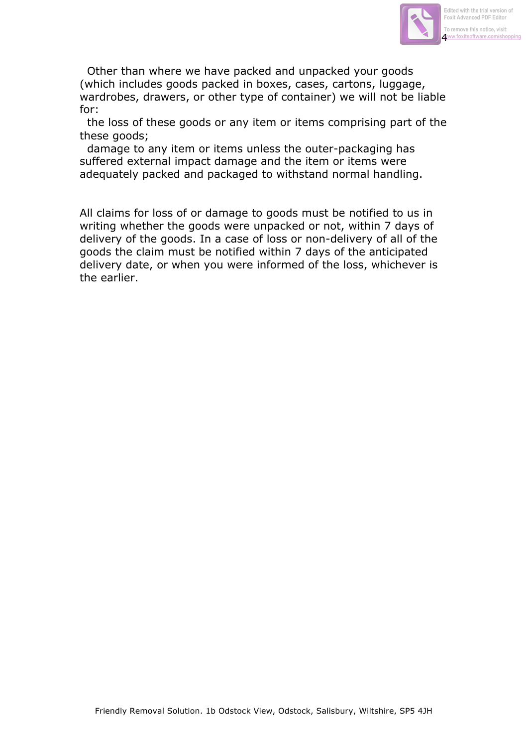Other than where we have packed and unpacked your goods (which includes goods packed in boxes, cases, cartons, luggage, wardrobes, drawers, or other type of container) we will not be liable for:

the loss of these goods or any item or items comprising part of the these goods;

damage to any item or items unless the outer-packaging has suffered external impact damage and the item or items were adequately packed and packaged to withstand normal handling.

All claims for loss of or damage to goods must be notified to us in writing whether the goods were unpacked or not, within 7 days of delivery of the goods. In a case of loss or non-delivery of all of the goods the claim must be notified within 7 days of the anticipated delivery date, or when you were informed of the loss, whichever is the earlier.